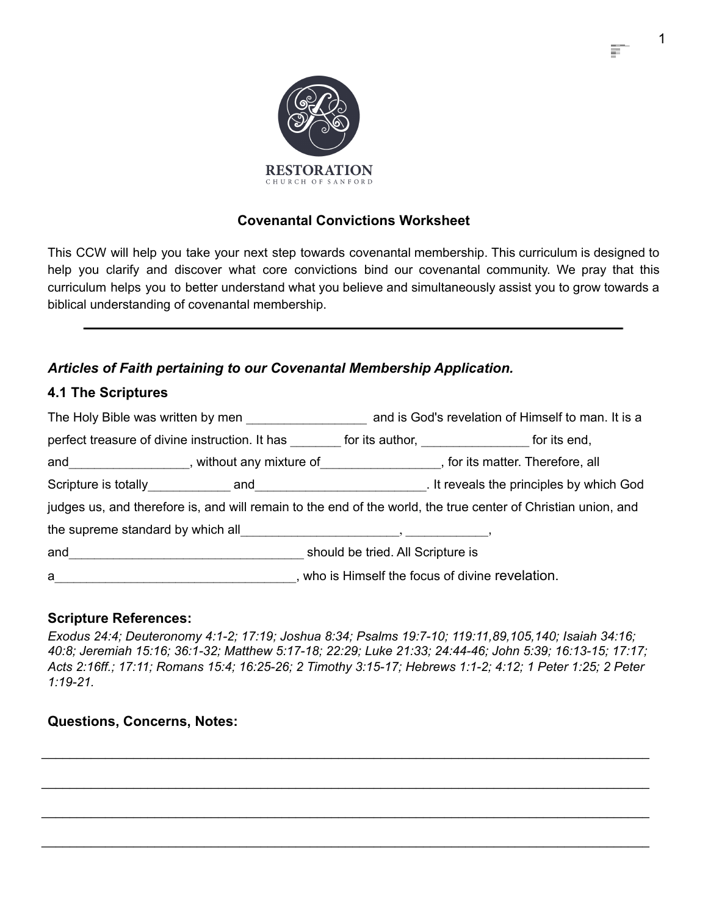RESTORATION

CHURCH OF SANFORD

## Covenantal Convictions Worksheet

This CCW will help you take your next step towards covenantal membership. This curriculum is designed to help you clarify and discover what core convictions bind our covenantal community. We pray that this curriculum helps you to better understand what you believe and simultaneously assist you to grow towards a biblical understanding of covenantal membership.

---

### *Articles of Faith pertaining to our Covenantal Membership Application.*

### 4.1 The Scriptures

The Holy Bible was written by men _________________ and is God's revelation of Himself to man. It is a perfect treasure of divine instruction. It has _______ for its author, _______________ for its end, and_________________, without any mixture of_________________, for its matter. Therefore, all Scripture is totally___________ and________________________. It reveals the principles by which God judges us, and therefore is, and will remain to the end of the world, the true center of Christian union, and the supreme standard by which all______________________, ___________, and_________________________________ should be tried. All Scripture is a__________________________________, who is Himself the focus of divine revelation.

**Scripture References:**

*Exodus 24:4; Deuteronomy 4:1-2; 17:19; Joshua 8:34; Psalms 19:7-10; 119:11,89,105,140; Isaiah 34:16; 40:8; Jeremiah 15:16; 36:1-32; Matthew 5:17-18; 22:29; Luke 21:33; 24:44-46; John 5:39; 16:13-15; 17:17; Acts 2:16ff.; 17:11; Romans 15:4; 16:25-26; 2 Timothy 3:15-17; Hebrews 1:1-2; 4:12; 1 Peter 1:25; 2 Peter 1:19-21.*

**Questions, Concerns, Notes:**

______________________________________________________________________________

______________________________________________________________________________

______________________________________________________________________________

______________________________________________________________________________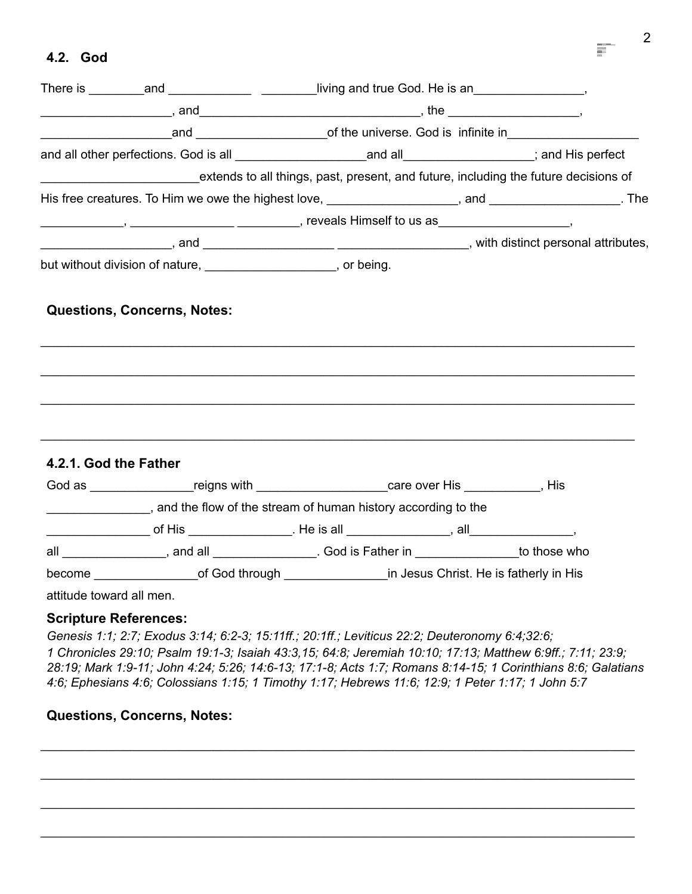### 4.2. God

There is ________and ____________ ________living and true God. He is an________________, ___________________, and________________________________, the ___________________, ___________________and ___________________of the universe. God is infinite in___________________ and all other perfections. God is all ___________________and all___________________; and His perfect ______________________extends to all things, past, present, and future, including the future decisions of His free creatures. To Him we owe the highest love, ___________________, and ___________________. The ____________, _______________ _________, reveals Himself to us as___________________, ___________________, and ___________________ ___________________, with distinct personal attributes, but without division of nature, ___________________, or being.

**Questions, Concerns, Notes:**

_______________________________________________________________________________

_______________________________________________________________________________

_______________________________________________________________________________

_______________________________________________________________________________

### 4.2.1. God the Father

God as _______________reigns with ___________________care over His ___________, His _______________, and the flow of the stream of human history according to the _______________ of His _______________. He is all _______________, all_______________, all _______________, and all _______________. God is Father in _______________to those who become _______________of God through _______________in Jesus Christ. He is fatherly in His attitude toward all men.

**Scripture References:**

*Genesis 1:1; 2:7; Exodus 3:14; 6:2-3; 15:11ff.; 20:1ff.; Leviticus 22:2; Deuteronomy 6:4;32:6; 1 Chronicles 29:10; Psalm 19:1-3; Isaiah 43:3,15; 64:8; Jeremiah 10:10; 17:13; Matthew 6:9ff.; 7:11; 23:9; 28:19; Mark 1:9-11; John 4:24; 5:26; 14:6-13; 17:1-8; Acts 1:7; Romans 8:14-15; 1 Corinthians 8:6; Galatians 4:6; Ephesians 4:6; Colossians 1:15; 1 Timothy 1:17; Hebrews 11:6; 12:9; 1 Peter 1:17; 1 John 5:7*

**Questions, Concerns, Notes:**

_______________________________________________________________________________

_______________________________________________________________________________

_______________________________________________________________________________

_______________________________________________________________________________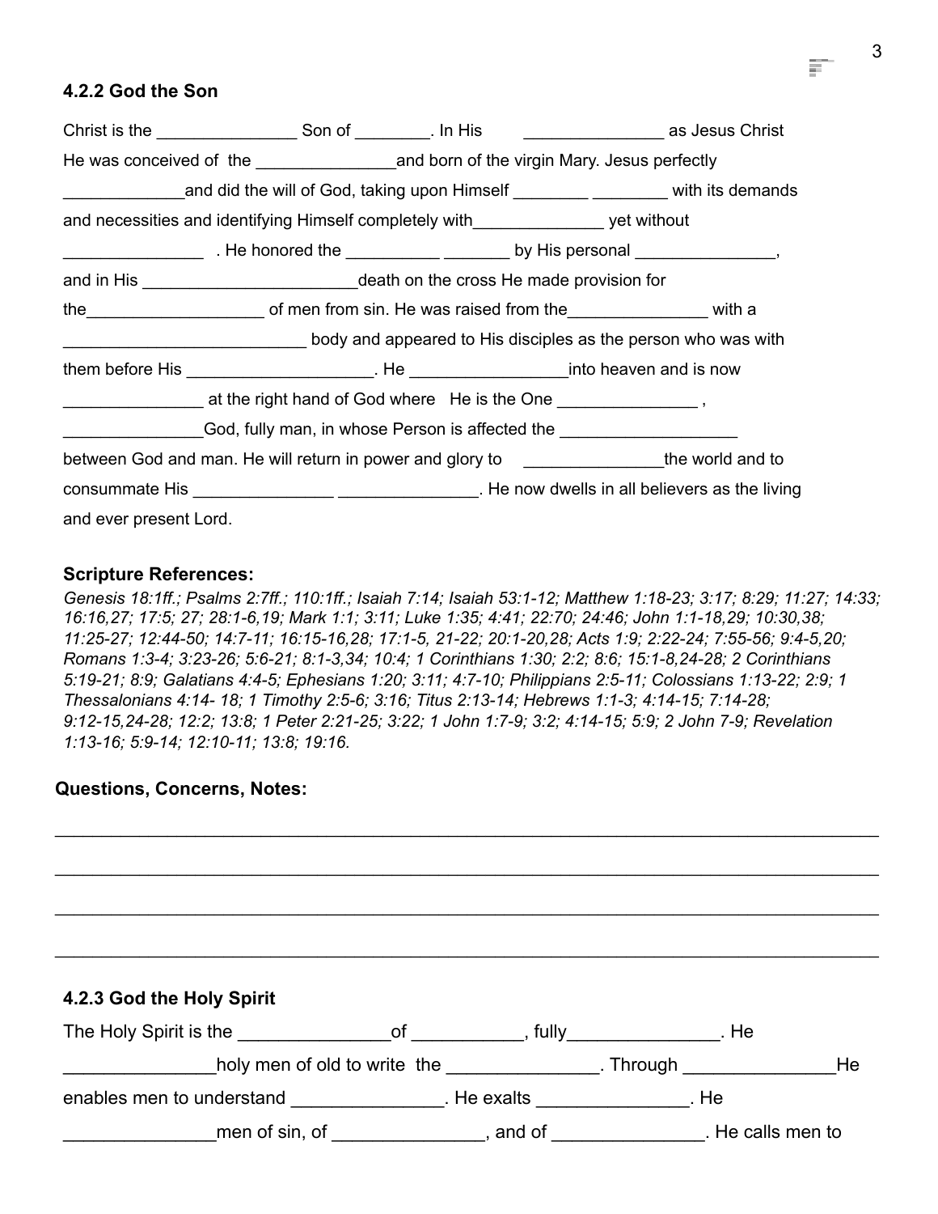### 4.2.2 God the Son

Christ is the _______________ Son of ________. In His _______________ as Jesus Christ He was conceived of the _______________and born of the virgin Mary. Jesus perfectly _____________and did the will of God, taking upon Himself ________ ________ with its demands and necessities and identifying Himself completely with______________ yet without _______________ . He honored the __________ _______ by His personal _______________, and in His _______________________death on the cross He made provision for the___________________ of men from sin. He was raised from the_______________ with a __________________________ body and appeared to His disciples as the person who was with them before His ____________________. He _________________into heaven and is now _______________ at the right hand of God where He is the One _______________ , _______________God, fully man, in whose Person is affected the ___________________ between God and man. He will return in power and glory to _______________the world and to consummate His _______________ _______________. He now dwells in all believers as the living and ever present Lord.

**Scripture References:**

*Genesis 18:1ff.; Psalms 2:7ff.; 110:1ff.; Isaiah 7:14; Isaiah 53:1-12; Matthew 1:18-23; 3:17; 8:29; 11:27; 14:33; 16:16,27; 17:5; 27; 28:1-6,19; Mark 1:1; 3:11; Luke 1:35; 4:41; 22:70; 24:46; John 1:1-18,29; 10:30,38; 11:25-27; 12:44-50; 14:7-11; 16:15-16,28; 17:1-5, 21-22; 20:1-20,28; Acts 1:9; 2:22-24; 7:55-56; 9:4-5,20; Romans 1:3-4; 3:23-26; 5:6-21; 8:1-3,34; 10:4; 1 Corinthians 1:30; 2:2; 8:6; 15:1-8,24-28; 2 Corinthians 5:19-21; 8:9; Galatians 4:4-5; Ephesians 1:20; 3:11; 4:7-10; Philippians 2:5-11; Colossians 1:13-22; 2:9; 1 Thessalonians 4:14- 18; 1 Timothy 2:5-6; 3:16; Titus 2:13-14; Hebrews 1:1-3; 4:14-15; 7:14-28; 9:12-15,24-28; 12:2; 13:8; 1 Peter 2:21-25; 3:22; 1 John 1:7-9; 3:2; 4:14-15; 5:9; 2 John 7-9; Revelation 1:13-16; 5:9-14; 12:10-11; 13:8; 19:16.*

**Questions, Concerns, Notes:**

______________________________________________________________________________

______________________________________________________________________________

______________________________________________________________________________

______________________________________________________________________________

### 4.2.3 God the Holy Spirit

The Holy Spirit is the _______________of ___________, fully_______________. He _______________holy men of old to write the _______________. Through _______________He enables men to understand _______________. He exalts _______________. He _______________men of sin, of _______________, and of _______________. He calls men to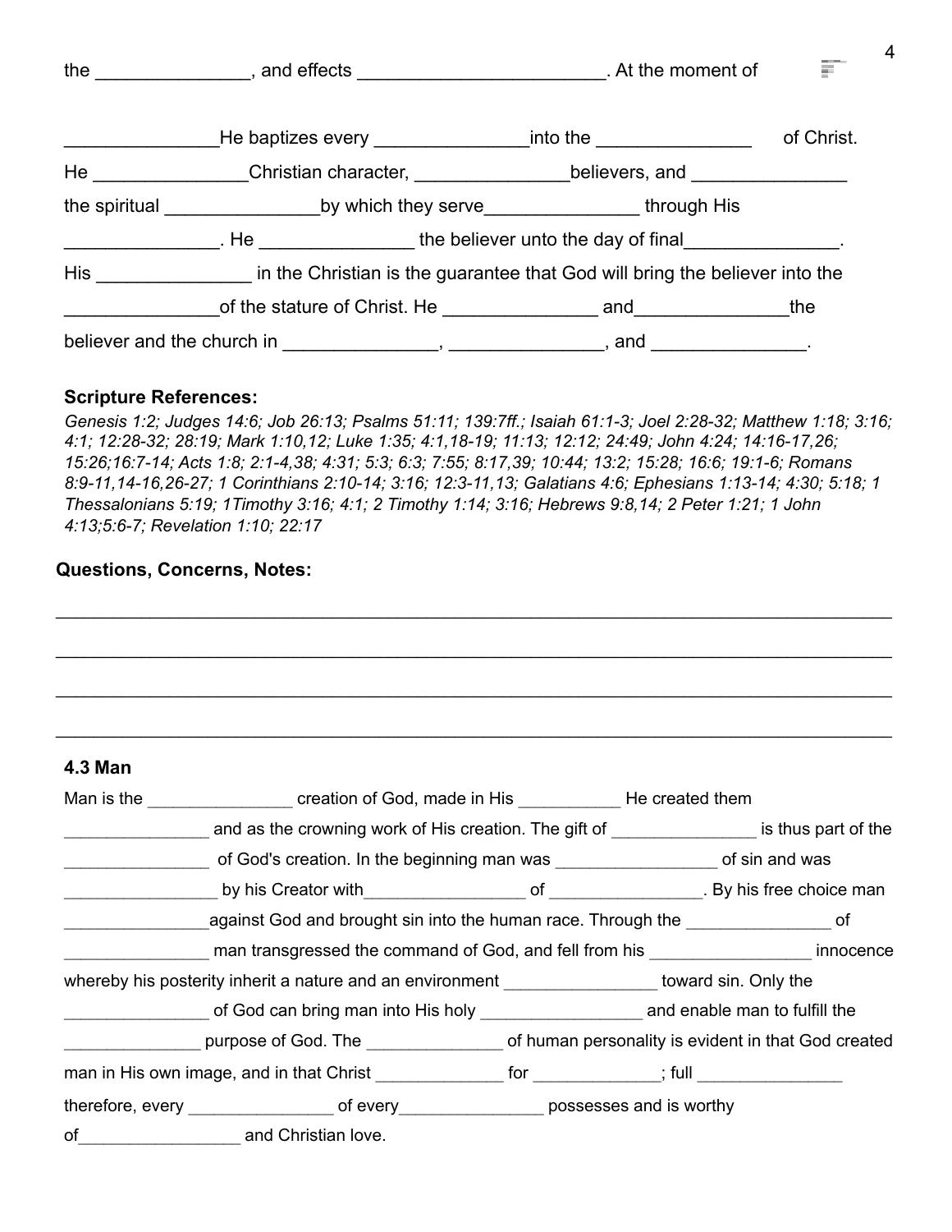the _______________, and effects ________________________. At the moment of

_______________He baptizes every _______________into the _______________ of Christ. He _______________Christian character, _______________believers, and _______________ the spiritual _______________by which they serve_______________ through His _______________. He _______________ the believer unto the day of final_______________. His _______________ in the Christian is the guarantee that God will bring the believer into the _______________of the stature of Christ. He _______________ and_______________the believer and the church in _______________, _______________, and _______________.

**Scripture References:**

*Genesis 1:2; Judges 14:6; Job 26:13; Psalms 51:11; 139:7ff.; Isaiah 61:1-3; Joel 2:28-32; Matthew 1:18; 3:16; 4:1; 12:28-32; 28:19; Mark 1:10,12; Luke 1:35; 4:1,18-19; 11:13; 12:12; 24:49; John 4:24; 14:16-17,26; 15:26;16:7-14; Acts 1:8; 2:1-4,38; 4:31; 5:3; 6:3; 7:55; 8:17,39; 10:44; 13:2; 15:28; 16:6; 19:1-6; Romans 8:9-11,14-16,26-27; 1 Corinthians 2:10-14; 3:16; 12:3-11,13; Galatians 4:6; Ephesians 1:13-14; 4:30; 5:18; 1 Thessalonians 5:19; 1Timothy 3:16; 4:1; 2 Timothy 1:14; 3:16; Hebrews 9:8,14; 2 Peter 1:21; 1 John 4:13;5:6-7; Revelation 1:10; 22:17*

**Questions, Concerns, Notes:**

______________________________________________________________________________

______________________________________________________________________________

______________________________________________________________________________

______________________________________________________________________________

### 4.3 Man

Man is the _______________ creation of God, made in His ___________ He created them _______________ and as the crowning work of His creation. The gift of _______________ is thus part of the _______________ of God's creation. In the beginning man was _________________ of sin and was ________________ by his Creator with_________________ of ________________. By his free choice man _______________against God and brought sin into the human race. Through the _______________ of _______________ man transgressed the command of God, and fell from his _________________ innocence whereby his posterity inherit a nature and an environment ________________ toward sin. Only the _______________ of God can bring man into His holy _________________ and enable man to fulfill the ______________ purpose of God. The ______________ of human personality is evident in that God created man in His own image, and in that Christ ______________ for _____________; full _______________ therefore, every _______________ of every_______________ possesses and is worthy of_________________ and Christian love.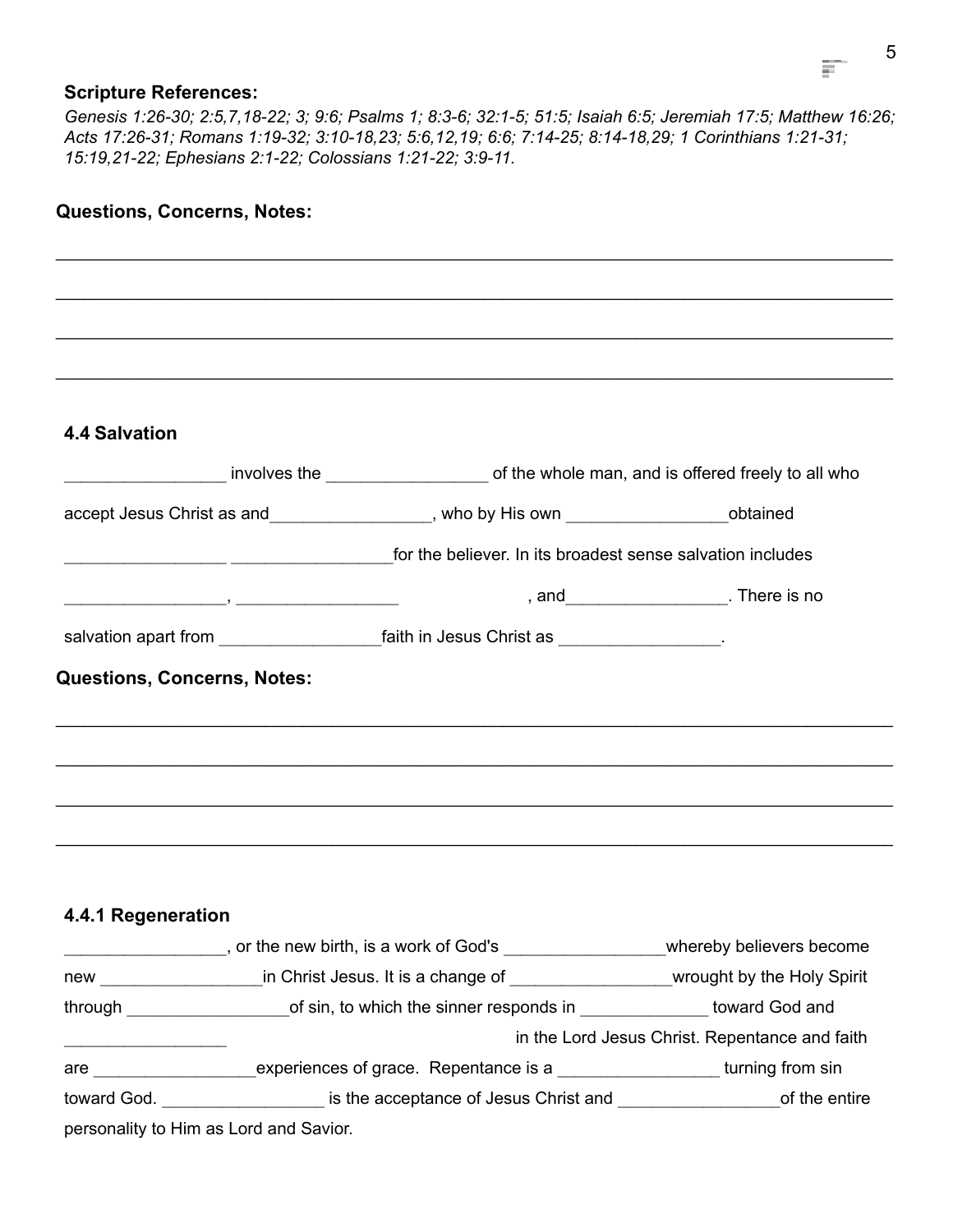**Scripture References:**

*Genesis 1:26-30; 2:5,7,18-22; 3; 9:6; Psalms 1; 8:3-6; 32:1-5; 51:5; Isaiah 6:5; Jeremiah 17:5; Matthew 16:26; Acts 17:26-31; Romans 1:19-32; 3:10-18,23; 5:6,12,19; 6:6; 7:14-25; 8:14-18,29; 1 Corinthians 1:21-31; 15:19,21-22; Ephesians 2:1-22; Colossians 1:21-22; 3:9-11.*

### Questions, Concerns, Notes:

________________________________________________________________________________

________________________________________________________________________________

________________________________________________________________________________

________________________________________________________________________________

### 4.4 Salvation

_________________ involves the _________________ of the whole man, and is offered freely to all who accept Jesus Christ as and_________________, who by His own _________________obtained _________________ _________________for the believer. In its broadest sense salvation includes _________________, _________________ , and_________________. There is no salvation apart from _________________faith in Jesus Christ as _________________.

### Questions, Concerns, Notes:

________________________________________________________________________________

________________________________________________________________________________

________________________________________________________________________________

________________________________________________________________________________

### 4.4.1 Regeneration

_________________, or the new birth, is a work of God's _________________whereby believers become new _________________in Christ Jesus. It is a change of _________________wrought by the Holy Spirit through _________________of sin, to which the sinner responds in ______________ toward God and _________________ in the Lord Jesus Christ. Repentance and faith are _________________experiences of grace. Repentance is a _________________ turning from sin toward God. _________________ is the acceptance of Jesus Christ and _________________of the entire personality to Him as Lord and Savior.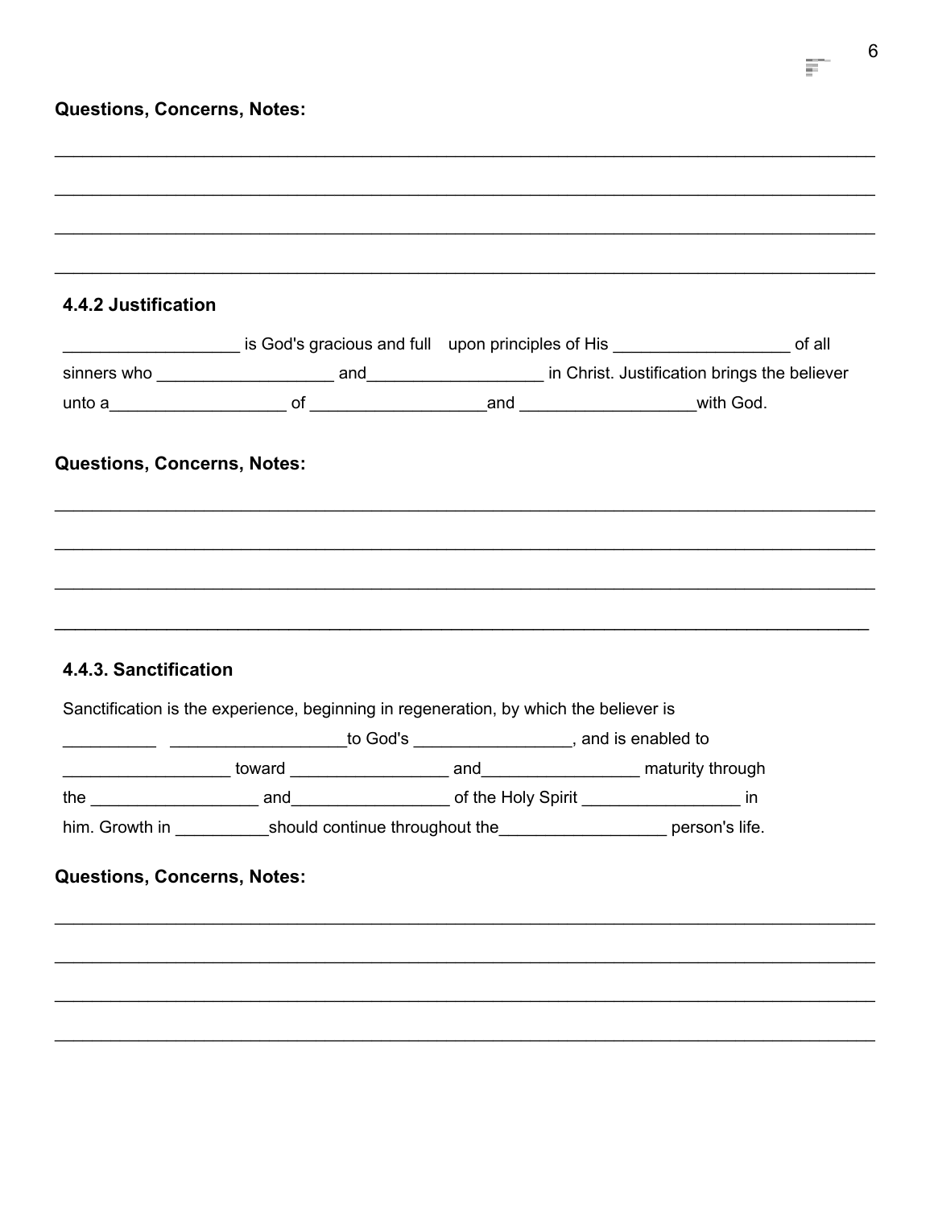**Questions, Concerns, Notes:**

\_\_\_\_\_\_\_\_\_\_\_\_\_\_\_\_\_\_\_\_\_\_\_\_\_\_\_\_\_\_\_\_\_\_\_\_\_\_\_\_\_\_\_\_\_\_\_\_\_\_\_\_\_\_\_\_\_\_\_\_\_\_\_\_\_\_\_\_\_\_\_\_\_\_\_\_

\_\_\_\_\_\_\_\_\_\_\_\_\_\_\_\_\_\_\_\_\_\_\_\_\_\_\_\_\_\_\_\_\_\_\_\_\_\_\_\_\_\_\_\_\_\_\_\_\_\_\_\_\_\_\_\_\_\_\_\_\_\_\_\_\_\_\_\_\_\_\_\_\_\_\_\_

\_\_\_\_\_\_\_\_\_\_\_\_\_\_\_\_\_\_\_\_\_\_\_\_\_\_\_\_\_\_\_\_\_\_\_\_\_\_\_\_\_\_\_\_\_\_\_\_\_\_\_\_\_\_\_\_\_\_\_\_\_\_\_\_\_\_\_\_\_\_\_\_\_\_\_\_

\_\_\_\_\_\_\_\_\_\_\_\_\_\_\_\_\_\_\_\_\_\_\_\_\_\_\_\_\_\_\_\_\_\_\_\_\_\_\_\_\_\_\_\_\_\_\_\_\_\_\_\_\_\_\_\_\_\_\_\_\_\_\_\_\_\_\_\_\_\_\_\_\_\_\_\_

### 4.4.2 Justification

\_\_\_\_\_\_\_\_\_\_\_\_\_\_\_\_\_\_ is God's gracious and full upon principles of His \_\_\_\_\_\_\_\_\_\_\_\_\_\_\_\_\_\_ of all sinners who \_\_\_\_\_\_\_\_\_\_\_\_\_\_\_\_\_\_ and\_\_\_\_\_\_\_\_\_\_\_\_\_\_\_\_\_\_ in Christ. Justification brings the believer unto a\_\_\_\_\_\_\_\_\_\_\_\_\_\_\_\_\_\_ of \_\_\_\_\_\_\_\_\_\_\_\_\_\_\_\_\_\_and \_\_\_\_\_\_\_\_\_\_\_\_\_\_\_\_\_\_with God.

**Questions, Concerns, Notes:**

\_\_\_\_\_\_\_\_\_\_\_\_\_\_\_\_\_\_\_\_\_\_\_\_\_\_\_\_\_\_\_\_\_\_\_\_\_\_\_\_\_\_\_\_\_\_\_\_\_\_\_\_\_\_\_\_\_\_\_\_\_\_\_\_\_\_\_\_\_\_\_\_\_\_\_\_

\_\_\_\_\_\_\_\_\_\_\_\_\_\_\_\_\_\_\_\_\_\_\_\_\_\_\_\_\_\_\_\_\_\_\_\_\_\_\_\_\_\_\_\_\_\_\_\_\_\_\_\_\_\_\_\_\_\_\_\_\_\_\_\_\_\_\_\_\_\_\_\_\_\_\_\_

\_\_\_\_\_\_\_\_\_\_\_\_\_\_\_\_\_\_\_\_\_\_\_\_\_\_\_\_\_\_\_\_\_\_\_\_\_\_\_\_\_\_\_\_\_\_\_\_\_\_\_\_\_\_\_\_\_\_\_\_\_\_\_\_\_\_\_\_\_\_\_\_\_\_\_\_

\_\_\_\_\_\_\_\_\_\_\_\_\_\_\_\_\_\_\_\_\_\_\_\_\_\_\_\_\_\_\_\_\_\_\_\_\_\_\_\_\_\_\_\_\_\_\_\_\_\_\_\_\_\_\_\_\_\_\_\_\_\_\_\_\_\_\_\_\_\_\_\_\_\_\_\_

### 4.4.3. Sanctification

Sanctification is the experience, beginning in regeneration, by which the believer is \_\_\_\_\_\_\_\_\_\_ \_\_\_\_\_\_\_\_\_\_\_\_\_\_\_\_\_\_to God's \_\_\_\_\_\_\_\_\_\_\_\_\_\_\_\_\_, and is enabled to \_\_\_\_\_\_\_\_\_\_\_\_\_\_\_\_\_\_ toward \_\_\_\_\_\_\_\_\_\_\_\_\_\_\_\_\_ and\_\_\_\_\_\_\_\_\_\_\_\_\_\_\_\_\_ maturity through the \_\_\_\_\_\_\_\_\_\_\_\_\_\_\_\_\_\_ and\_\_\_\_\_\_\_\_\_\_\_\_\_\_\_\_\_ of the Holy Spirit \_\_\_\_\_\_\_\_\_\_\_\_\_\_\_\_\_ in him. Growth in \_\_\_\_\_\_\_\_\_\_should continue throughout the\_\_\_\_\_\_\_\_\_\_\_\_\_\_\_\_\_\_ person's life.

**Questions, Concerns, Notes:**

\_\_\_\_\_\_\_\_\_\_\_\_\_\_\_\_\_\_\_\_\_\_\_\_\_\_\_\_\_\_\_\_\_\_\_\_\_\_\_\_\_\_\_\_\_\_\_\_\_\_\_\_\_\_\_\_\_\_\_\_\_\_\_\_\_\_\_\_\_\_\_\_\_\_\_\_

\_\_\_\_\_\_\_\_\_\_\_\_\_\_\_\_\_\_\_\_\_\_\_\_\_\_\_\_\_\_\_\_\_\_\_\_\_\_\_\_\_\_\_\_\_\_\_\_\_\_\_\_\_\_\_\_\_\_\_\_\_\_\_\_\_\_\_\_\_\_\_\_\_\_\_\_

\_\_\_\_\_\_\_\_\_\_\_\_\_\_\_\_\_\_\_\_\_\_\_\_\_\_\_\_\_\_\_\_\_\_\_\_\_\_\_\_\_\_\_\_\_\_\_\_\_\_\_\_\_\_\_\_\_\_\_\_\_\_\_\_\_\_\_\_\_\_\_\_\_\_\_\_

\_\_\_\_\_\_\_\_\_\_\_\_\_\_\_\_\_\_\_\_\_\_\_\_\_\_\_\_\_\_\_\_\_\_\_\_\_\_\_\_\_\_\_\_\_\_\_\_\_\_\_\_\_\_\_\_\_\_\_\_\_\_\_\_\_\_\_\_\_\_\_\_\_\_\_\_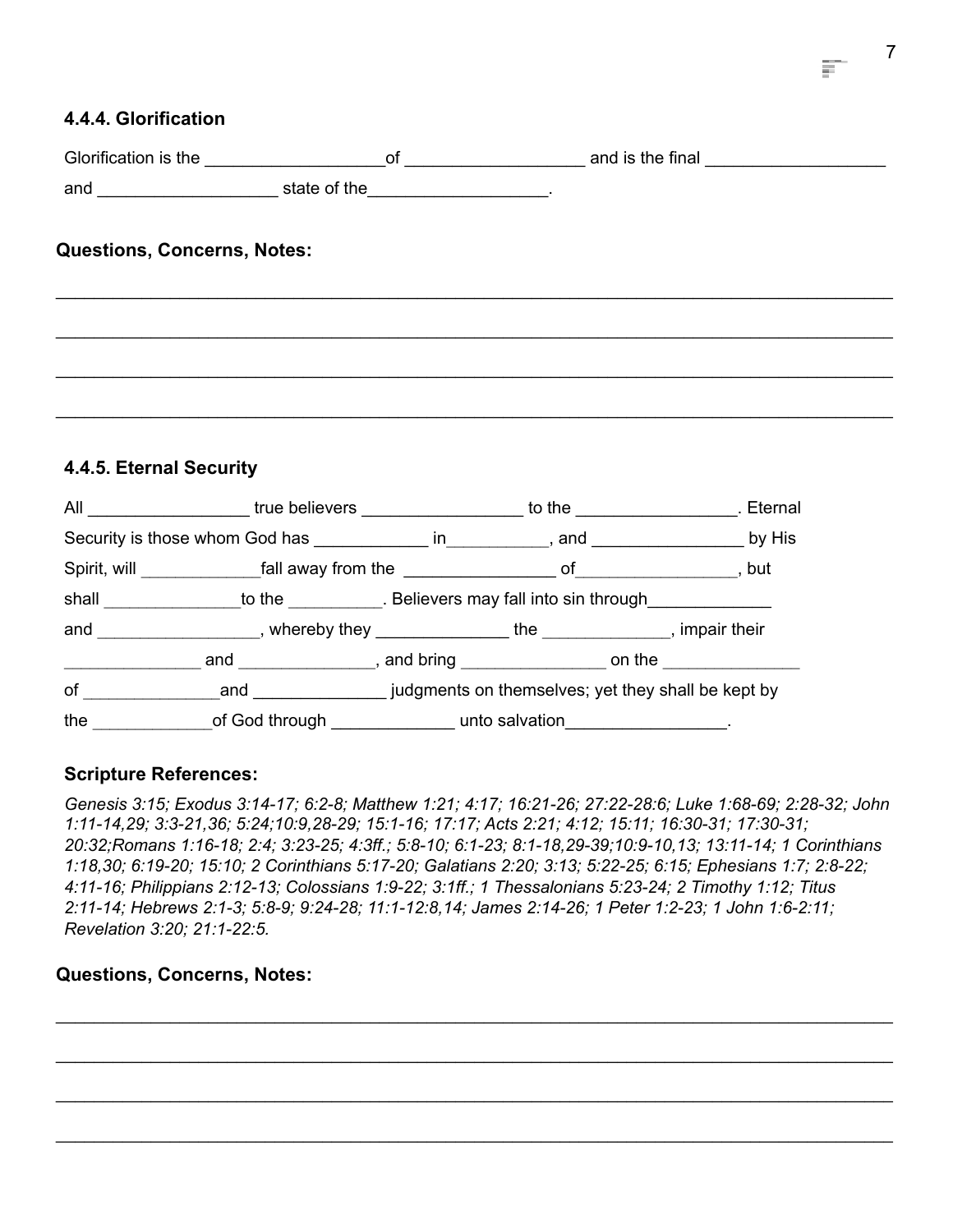### 4.4.4. Glorification

Glorification is the ___________________of ___________________ and is the final ___________________ and ___________________ state of the___________________.

**Questions, Concerns, Notes:**

______________________________________________________________________________

______________________________________________________________________________

______________________________________________________________________________

______________________________________________________________________________

### 4.4.5. Eternal Security

All _________________ true believers _________________ to the _________________. Eternal Security is those whom God has ____________ in__________, and ________________ by His Spirit, will ____________fall away from the ________________ of_________________, but shall ______________to the _________. Believers may fall into sin through_____________ and _________________, whereby they ______________ the _____________, impair their ______________ and ______________, and bring _______________ on the ______________ of ______________and ______________ judgments on themselves; yet they shall be kept by the ____________of God through _____________ unto salvation_________________.

**Scripture References:**

*Genesis 3:15; Exodus 3:14-17; 6:2-8; Matthew 1:21; 4:17; 16:21-26; 27:22-28:6; Luke 1:68-69; 2:28-32; John 1:11-14,29; 3:3-21,36; 5:24;10:9,28-29; 15:1-16; 17:17; Acts 2:21; 4:12; 15:11; 16:30-31; 17:30-31; 20:32;Romans 1:16-18; 2:4; 3:23-25; 4:3ff.; 5:8-10; 6:1-23; 8:1-18,29-39;10:9-10,13; 13:11-14; 1 Corinthians 1:18,30; 6:19-20; 15:10; 2 Corinthians 5:17-20; Galatians 2:20; 3:13; 5:22-25; 6:15; Ephesians 1:7; 2:8-22; 4:11-16; Philippians 2:12-13; Colossians 1:9-22; 3:1ff.; 1 Thessalonians 5:23-24; 2 Timothy 1:12; Titus 2:11-14; Hebrews 2:1-3; 5:8-9; 9:24-28; 11:1-12:8,14; James 2:14-26; 1 Peter 1:2-23; 1 John 1:6-2:11; Revelation 3:20; 21:1-22:5.*

**Questions, Concerns, Notes:**

______________________________________________________________________________

______________________________________________________________________________

______________________________________________________________________________

______________________________________________________________________________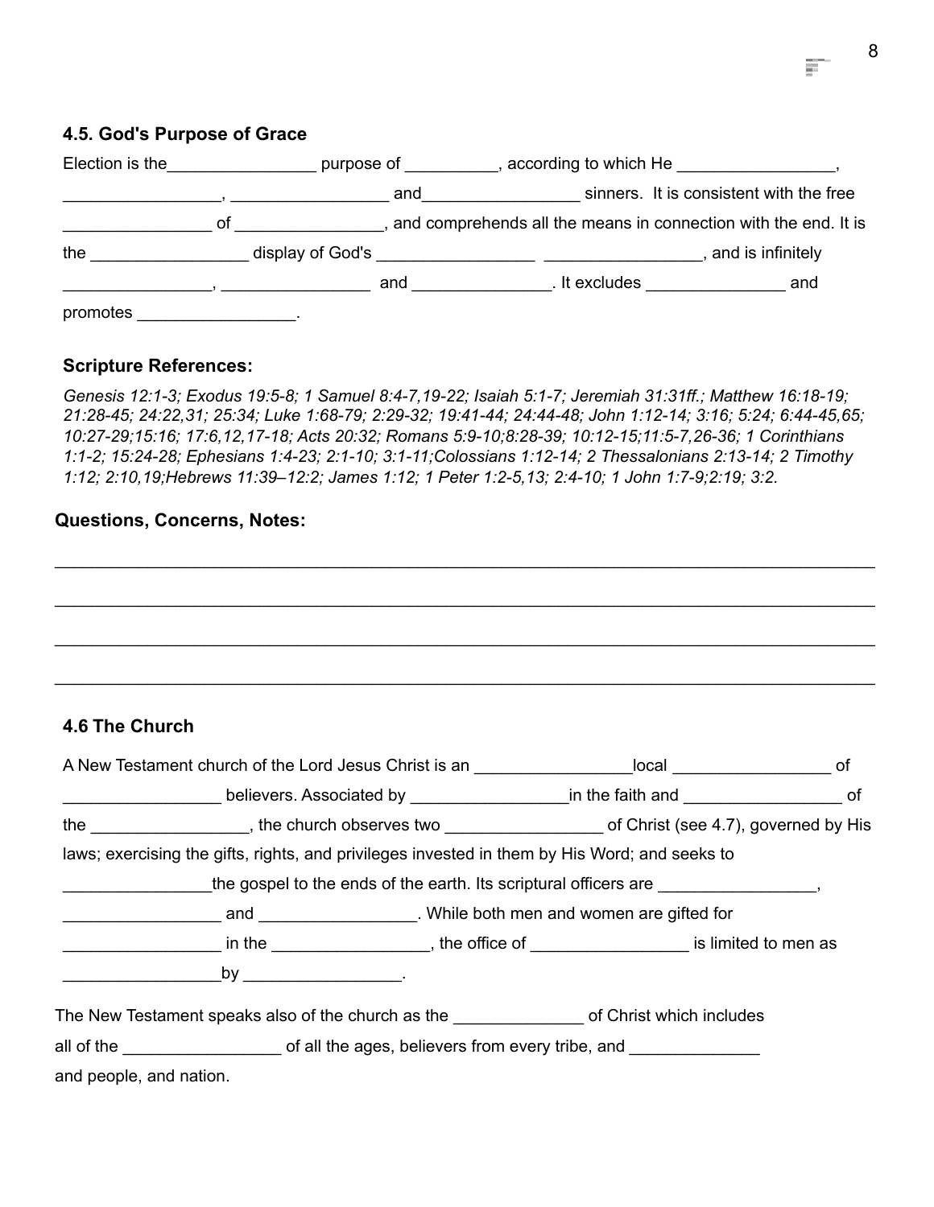### 4.5. God's Purpose of Grace

Election is the________________ purpose of __________, according to which He _________________, _________________, _________________ and_________________ sinners. It is consistent with the free ________________ of ________________, and comprehends all the means in connection with the end. It is the _________________ display of God's _________________ _________________, and is infinitely ________________, ________________ and _______________. It excludes _______________ and promotes _________________.

**Scripture References:**

*Genesis 12:1-3; Exodus 19:5-8; 1 Samuel 8:4-7,19-22; Isaiah 5:1-7; Jeremiah 31:31ff.; Matthew 16:18-19; 21:28-45; 24:22,31; 25:34; Luke 1:68-79; 2:29-32; 19:41-44; 24:44-48; John 1:12-14; 3:16; 5:24; 6:44-45,65; 10:27-29;15:16; 17:6,12,17-18; Acts 20:32; Romans 5:9-10;8:28-39; 10:12-15;11:5-7,26-36; 1 Corinthians 1:1-2; 15:24-28; Ephesians 1:4-23; 2:1-10; 3:1-11;Colossians 1:12-14; 2 Thessalonians 2:13-14; 2 Timothy 1:12; 2:10,19;Hebrews 11:39–12:2; James 1:12; 1 Peter 1:2-5,13; 2:4-10; 1 John 1:7-9;2:19; 3:2.*

**Questions, Concerns, Notes:**

________________________________________________________________________________

________________________________________________________________________________

________________________________________________________________________________

________________________________________________________________________________

### 4.6 The Church

A New Testament church of the Lord Jesus Christ is an _________________local _________________ of _________________ believers. Associated by _________________in the faith and _________________ of the _________________, the church observes two _________________ of Christ (see 4.7), governed by His laws; exercising the gifts, rights, and privileges invested in them by His Word; and seeks to ________________the gospel to the ends of the earth. Its scriptural officers are _________________, _________________ and _________________. While both men and women are gifted for _________________ in the _________________, the office of _________________ is limited to men as _________________by _________________.

The New Testament speaks also of the church as the ______________ of Christ which includes all of the _________________ of all the ages, believers from every tribe, and ______________ and people, and nation.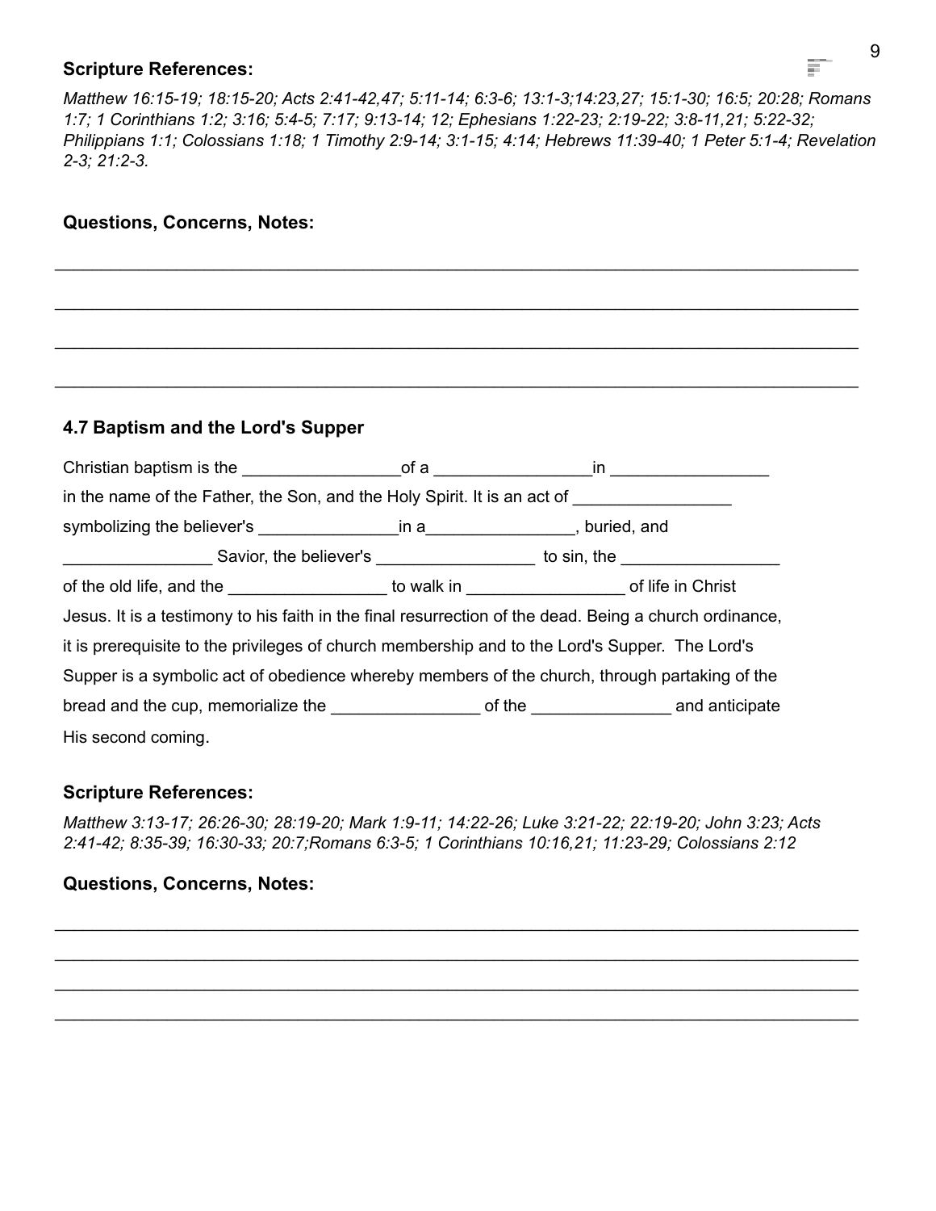**Scripture References:**

*Matthew 16:15-19; 18:15-20; Acts 2:41-42,47; 5:11-14; 6:3-6; 13:1-3;14:23,27; 15:1-30; 16:5; 20:28; Romans 1:7; 1 Corinthians 1:2; 3:16; 5:4-5; 7:17; 9:13-14; 12; Ephesians 1:22-23; 2:19-22; 3:8-11,21; 5:22-32; Philippians 1:1; Colossians 1:18; 1 Timothy 2:9-14; 3:1-15; 4:14; Hebrews 11:39-40; 1 Peter 5:1-4; Revelation 2-3; 21:2-3.*

**Questions, Concerns, Notes:**

_______________________________________________________________________________

_______________________________________________________________________________

_______________________________________________________________________________

_______________________________________________________________________________

### 4.7 Baptism and the Lord's Supper

Christian baptism is the _________________of a _________________in _________________ in the name of the Father, the Son, and the Holy Spirit. It is an act of _________________ symbolizing the believer's _______________in a________________, buried, and ________________ Savior, the believer's _________________ to sin, the _________________ of the old life, and the _________________ to walk in _________________ of life in Christ Jesus. It is a testimony to his faith in the final resurrection of the dead. Being a church ordinance, it is prerequisite to the privileges of church membership and to the Lord's Supper. The Lord's Supper is a symbolic act of obedience whereby members of the church, through partaking of the bread and the cup, memorialize the ________________ of the _______________ and anticipate His second coming.

**Scripture References:**

*Matthew 3:13-17; 26:26-30; 28:19-20; Mark 1:9-11; 14:22-26; Luke 3:21-22; 22:19-20; John 3:23; Acts 2:41-42; 8:35-39; 16:30-33; 20:7;Romans 6:3-5; 1 Corinthians 10:16,21; 11:23-29; Colossians 2:12*

**Questions, Concerns, Notes:**

_______________________________________________________________________________

_______________________________________________________________________________

_______________________________________________________________________________

_______________________________________________________________________________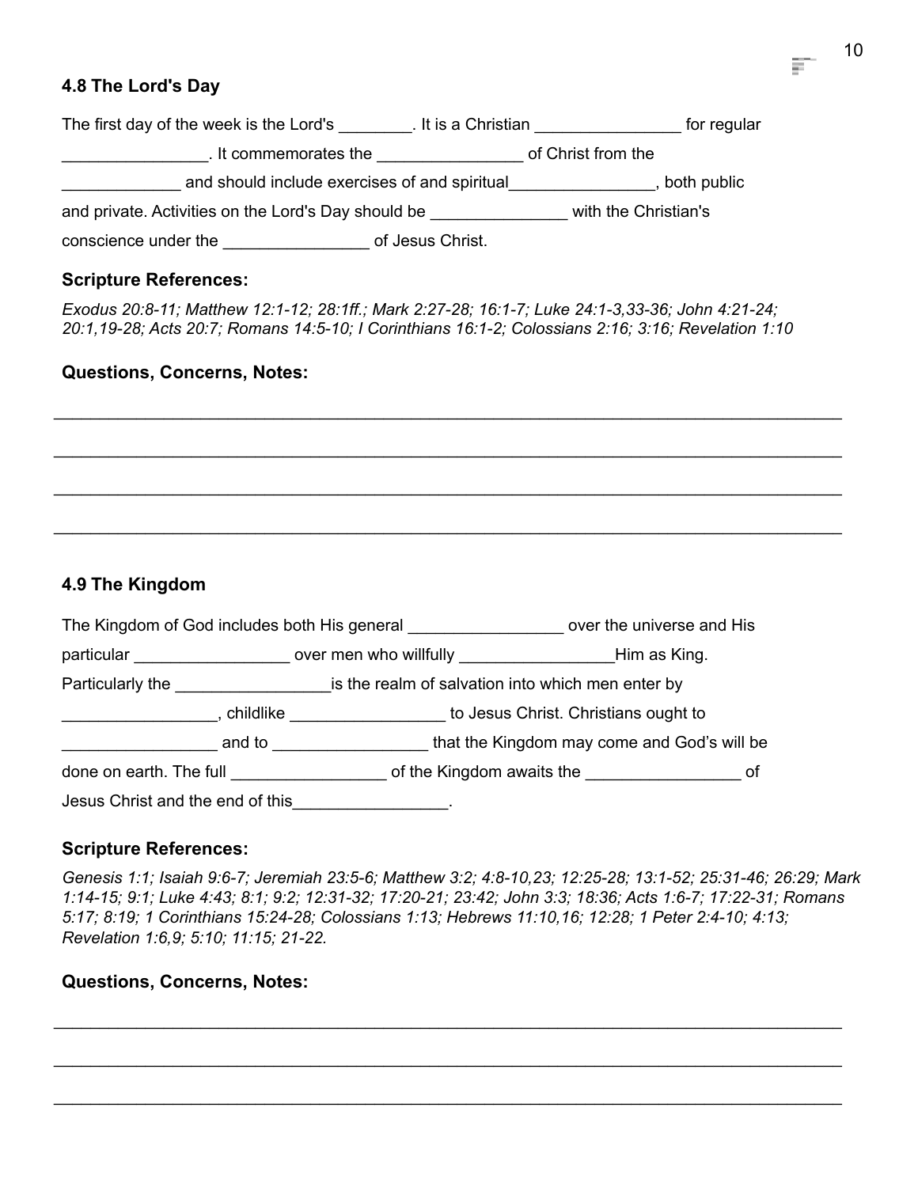### 4.8 The Lord's Day

The first day of the week is the Lord's ________. It is a Christian ________________ for regular ________________. It commemorates the ________________ of Christ from the _____________ and should include exercises of and spiritual________________, both public and private. Activities on the Lord's Day should be _______________ with the Christian's conscience under the ________________ of Jesus Christ.

### Scripture References:

*Exodus 20:8-11; Matthew 12:1-12; 28:1ff.; Mark 2:27-28; 16:1-7; Luke 24:1-3,33-36; John 4:21-24; 20:1,19-28; Acts 20:7; Romans 14:5-10; I Corinthians 16:1-2; Colossians 2:16; 3:16; Revelation 1:10*

### Questions, Concerns, Notes:

________________________________________________________________________________

________________________________________________________________________________

________________________________________________________________________________

________________________________________________________________________________

### 4.9 The Kingdom

The Kingdom of God includes both His general _________________ over the universe and His particular _________________ over men who willfully _________________Him as King. Particularly the _________________is the realm of salvation into which men enter by _________________, childlike _________________ to Jesus Christ. Christians ought to _________________ and to _________________ that the Kingdom may come and God's will be done on earth. The full _________________ of the Kingdom awaits the _________________ of Jesus Christ and the end of this_________________.

### Scripture References:

*Genesis 1:1; Isaiah 9:6-7; Jeremiah 23:5-6; Matthew 3:2; 4:8-10,23; 12:25-28; 13:1-52; 25:31-46; 26:29; Mark 1:14-15; 9:1; Luke 4:43; 8:1; 9:2; 12:31-32; 17:20-21; 23:42; John 3:3; 18:36; Acts 1:6-7; 17:22-31; Romans 5:17; 8:19; 1 Corinthians 15:24-28; Colossians 1:13; Hebrews 11:10,16; 12:28; 1 Peter 2:4-10; 4:13; Revelation 1:6,9; 5:10; 11:15; 21-22.*

### Questions, Concerns, Notes:

________________________________________________________________________________

________________________________________________________________________________

________________________________________________________________________________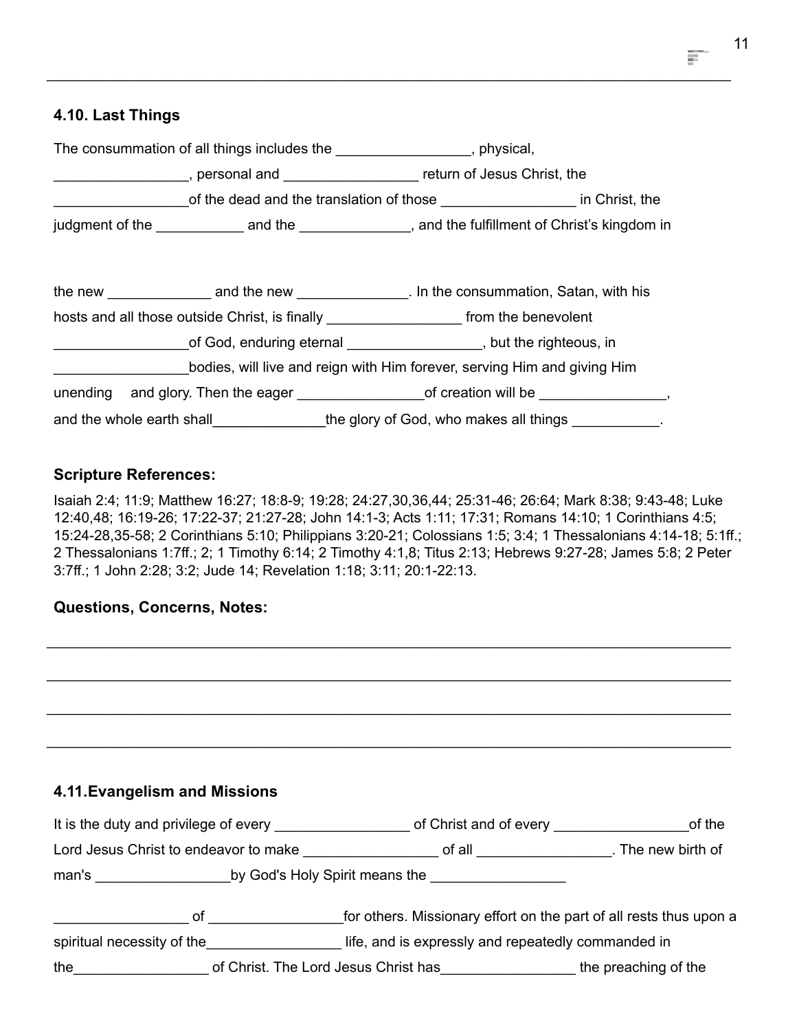### 4.10. Last Things

The consummation of all things includes the _________________, physical, _________________, personal and _________________ return of Jesus Christ, the _________________of the dead and the translation of those _________________ in Christ, the judgment of the ___________ and the ______________, and the fulfillment of Christ's kingdom in

the new _____________ and the new ______________. In the consummation, Satan, with his hosts and all those outside Christ, is finally _________________ from the benevolent _________________of God, enduring eternal _________________, but the righteous, in _________________bodies, will live and reign with Him forever, serving Him and giving Him unending and glory. Then the eager ________________of creation will be ________________, and the whole earth shall______________the glory of God, who makes all things ___________.

**Scripture References:**

Isaiah 2:4; 11:9; Matthew 16:27; 18:8-9; 19:28; 24:27,30,36,44; 25:31-46; 26:64; Mark 8:38; 9:43-48; Luke 12:40,48; 16:19-26; 17:22-37; 21:27-28; John 14:1-3; Acts 1:11; 17:31; Romans 14:10; 1 Corinthians 4:5; 15:24-28,35-58; 2 Corinthians 5:10; Philippians 3:20-21; Colossians 1:5; 3:4; 1 Thessalonians 4:14-18; 5:1ff.; 2 Thessalonians 1:7ff.; 2; 1 Timothy 6:14; 2 Timothy 4:1,8; Titus 2:13; Hebrews 9:27-28; James 5:8; 2 Peter 3:7ff.; 1 John 2:28; 3:2; Jude 14; Revelation 1:18; 3:11; 20:1-22:13.

**Questions, Concerns, Notes:**

_______________________________________________________________________________

_______________________________________________________________________________

_______________________________________________________________________________

_______________________________________________________________________________

### 4.11.Evangelism and Missions

It is the duty and privilege of every _________________ of Christ and of every _________________of the Lord Jesus Christ to endeavor to make _________________ of all _________________. The new birth of man's _________________by God's Holy Spirit means the _________________

_________________ of _________________for others. Missionary effort on the part of all rests thus upon a spiritual necessity of the_________________ life, and is expressly and repeatedly commanded in the_________________ of Christ. The Lord Jesus Christ has_________________ the preaching of the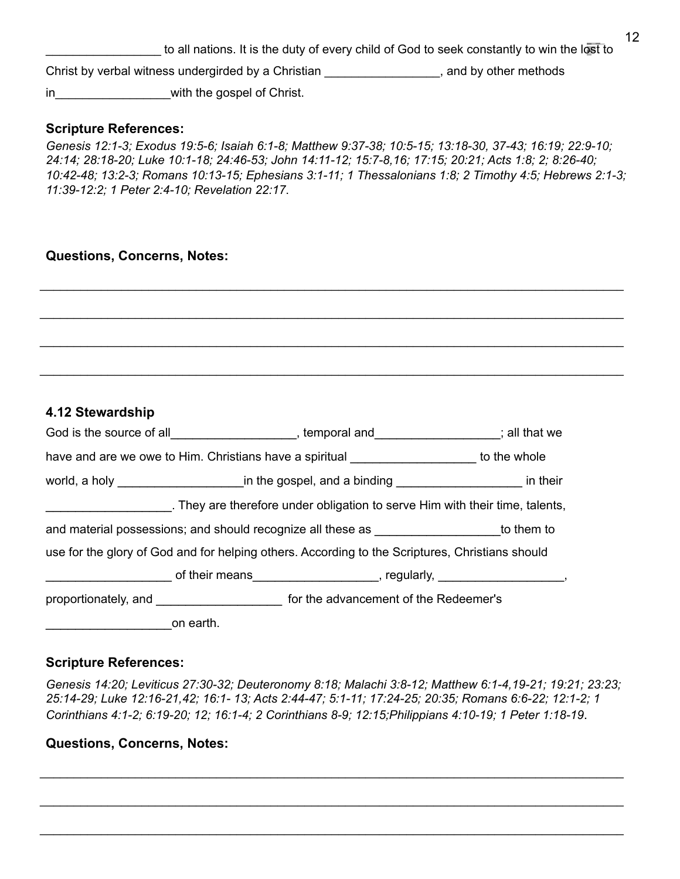_________________ to all nations. It is the duty of every child of God to seek constantly to win the lost to Christ by verbal witness undergirded by a Christian _________________, and by other methods in_________________with the gospel of Christ.

**Scripture References:**
*Genesis 12:1-3; Exodus 19:5-6; Isaiah 6:1-8; Matthew 9:37-38; 10:5-15; 13:18-30, 37-43; 16:19; 22:9-10; 24:14; 28:18-20; Luke 10:1-18; 24:46-53; John 14:11-12; 15:7-8,16; 17:15; 20:21; Acts 1:8; 2; 8:26-40; 10:42-48; 13:2-3; Romans 10:13-15; Ephesians 3:1-11; 1 Thessalonians 1:8; 2 Timothy 4:5; Hebrews 2:1-3; 11:39-12:2; 1 Peter 2:4-10; Revelation 22:17.*

**Questions, Concerns, Notes:**

________________________________________________________________________________

________________________________________________________________________________

________________________________________________________________________________

________________________________________________________________________________

### 4.12 Stewardship

God is the source of all__________________, temporal and__________________; all that we have and are we owe to Him. Christians have a spiritual __________________ to the whole world, a holy __________________in the gospel, and a binding __________________ in their __________________. They are therefore under obligation to serve Him with their time, talents, and material possessions; and should recognize all these as __________________to them to use for the glory of God and for helping others. According to the Scriptures, Christians should __________________ of their means__________________, regularly, __________________, proportionately, and __________________ for the advancement of the Redeemer's __________________on earth.

**Scripture References:**

*Genesis 14:20; Leviticus 27:30-32; Deuteronomy 8:18; Malachi 3:8-12; Matthew 6:1-4,19-21; 19:21; 23:23; 25:14-29; Luke 12:16-21,42; 16:1- 13; Acts 2:44-47; 5:1-11; 17:24-25; 20:35; Romans 6:6-22; 12:1-2; 1 Corinthians 4:1-2; 6:19-20; 12; 16:1-4; 2 Corinthians 8-9; 12:15;Philippians 4:10-19; 1 Peter 1:18-19.*

**Questions, Concerns, Notes:**

________________________________________________________________________________

________________________________________________________________________________

________________________________________________________________________________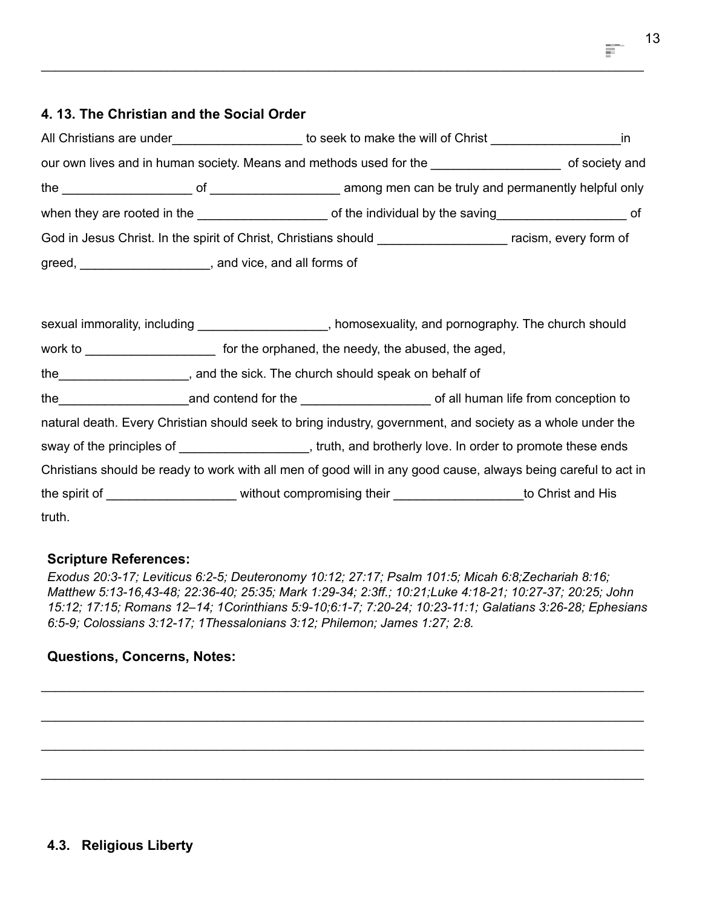## 4. 13. The Christian and the Social Order

All Christians are under__________________ to seek to make the will of Christ __________________in our own lives and in human society. Means and methods used for the __________________ of society and the __________________ of __________________ among men can be truly and permanently helpful only when they are rooted in the __________________ of the individual by the saving__________________ of God in Jesus Christ. In the spirit of Christ, Christians should __________________ racism, every form of greed, __________________, and vice, and all forms of

sexual immorality, including __________________, homosexuality, and pornography. The church should work to __________________ for the orphaned, the needy, the abused, the aged, the__________________, and the sick. The church should speak on behalf of the__________________and contend for the __________________ of all human life from conception to natural death. Every Christian should seek to bring industry, government, and society as a whole under the sway of the principles of __________________, truth, and brotherly love. In order to promote these ends Christians should be ready to work with all men of good will in any good cause, always being careful to act in the spirit of __________________ without compromising their __________________to Christ and His truth.

**Scripture References:**

*Exodus 20:3-17; Leviticus 6:2-5; Deuteronomy 10:12; 27:17; Psalm 101:5; Micah 6:8;Zechariah 8:16; Matthew 5:13-16,43-48; 22:36-40; 25:35; Mark 1:29-34; 2:3ff.; 10:21;Luke 4:18-21; 10:27-37; 20:25; John 15:12; 17:15; Romans 12–14; 1Corinthians 5:9-10;6:1-7; 7:20-24; 10:23-11:1; Galatians 3:26-28; Ephesians 6:5-9; Colossians 3:12-17; 1Thessalonians 3:12; Philemon; James 1:27; 2:8.*

**Questions, Concerns, Notes:**

________________________________________________________________________________

________________________________________________________________________________

________________________________________________________________________________

________________________________________________________________________________

## 4.3. Religious Liberty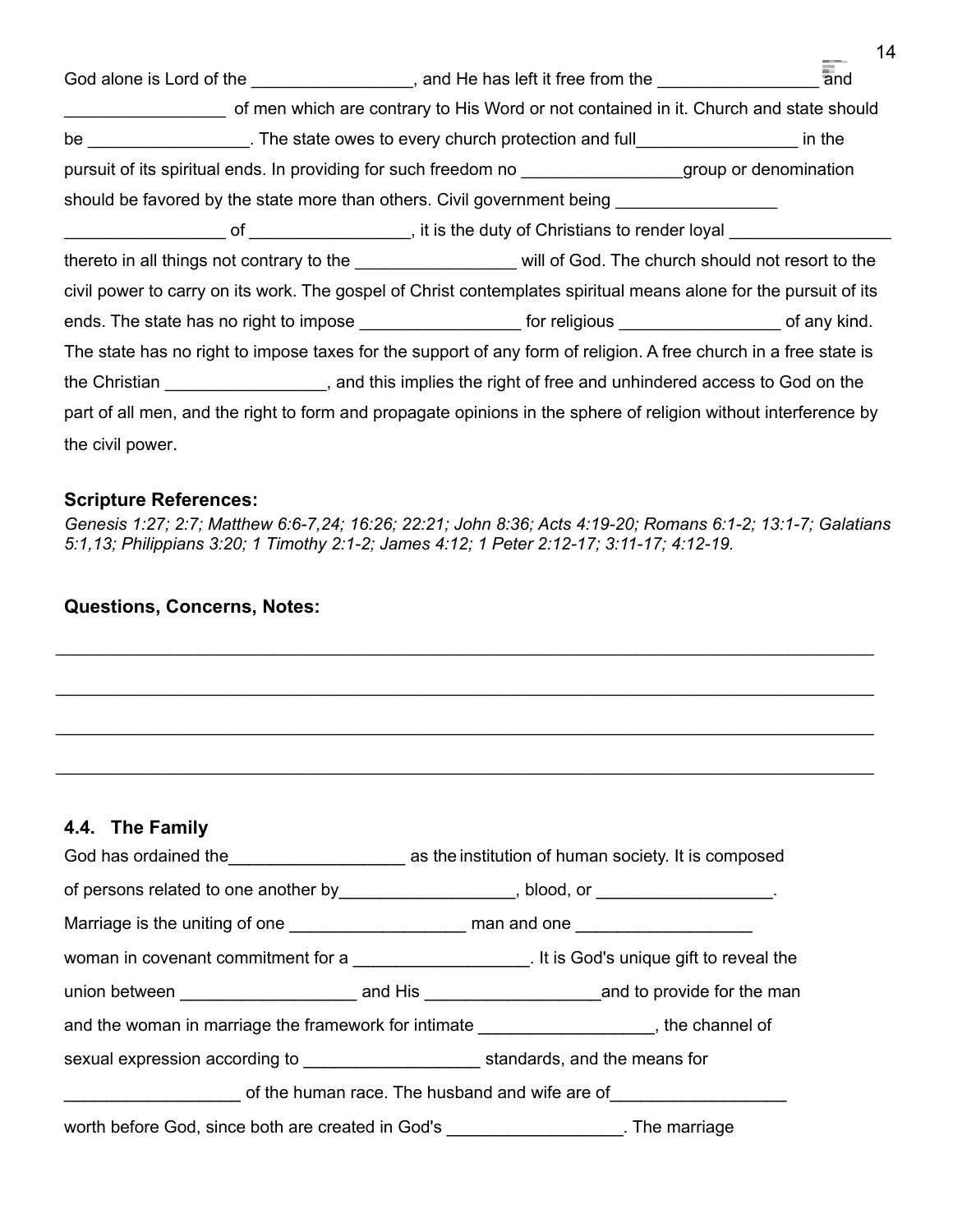God alone is Lord of the _________________, and He has left it free from the _________________ and _________________ of men which are contrary to His Word or not contained in it. Church and state should be _________________. The state owes to every church protection and full_________________ in the pursuit of its spiritual ends. In providing for such freedom no _________________group or denomination should be favored by the state more than others. Civil government being _________________ _________________ of _________________, it is the duty of Christians to render loyal _________________ thereto in all things not contrary to the _________________ will of God. The church should not resort to the civil power to carry on its work. The gospel of Christ contemplates spiritual means alone for the pursuit of its ends. The state has no right to impose _________________ for religious _________________ of any kind. The state has no right to impose taxes for the support of any form of religion. A free church in a free state is the Christian _________________, and this implies the right of free and unhindered access to God on the part of all men, and the right to form and propagate opinions in the sphere of religion without interference by the civil power.

**Scripture References:**
*Genesis 1:27; 2:7; Matthew 6:6-7,24; 16:26; 22:21; John 8:36; Acts 4:19-20; Romans 6:1-2; 13:1-7; Galatians 5:1,13; Philippians 3:20; 1 Timothy 2:1-2; James 4:12; 1 Peter 2:12-17; 3:11-17; 4:12-19.*

**Questions, Concerns, Notes:**

_________________________________________________________________________________

_________________________________________________________________________________

_________________________________________________________________________________

_________________________________________________________________________________

### 4.4. The Family

God has ordained the__________________ as the institution of human society. It is composed of persons related to one another by__________________, blood, or __________________. Marriage is the uniting of one __________________ man and one __________________ woman in covenant commitment for a __________________. It is God's unique gift to reveal the union between __________________ and His __________________and to provide for the man and the woman in marriage the framework for intimate __________________, the channel of sexual expression according to __________________ standards, and the means for __________________ of the human race. The husband and wife are of__________________ worth before God, since both are created in God's __________________. The marriage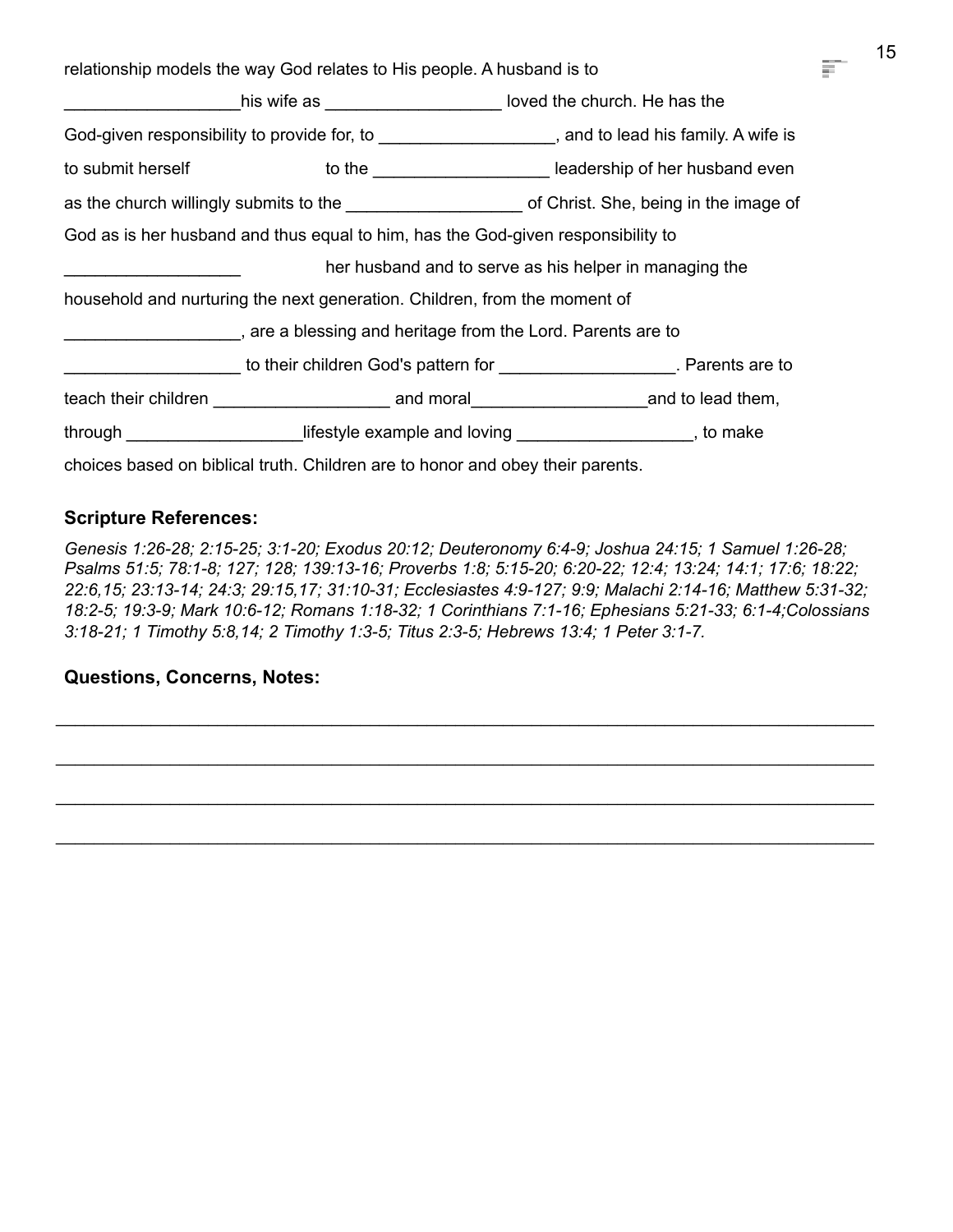relationship models the way God relates to His people. A husband is to __________________his wife as __________________ loved the church. He has the God-given responsibility to provide for, to __________________, and to lead his family. A wife is to submit herself                          to the __________________ leadership of her husband even as the church willingly submits to the __________________ of Christ. She, being in the image of God as is her husband and thus equal to him, has the God-given responsibility to __________________                          her husband and to serve as his helper in managing the household and nurturing the next generation. Children, from the moment of __________________, are a blessing and heritage from the Lord. Parents are to __________________ to their children God's pattern for __________________. Parents are to teach their children __________________ and moral__________________and to lead them, through __________________lifestyle example and loving __________________, to make choices based on biblical truth. Children are to honor and obey their parents.

**Scripture References:**

*Genesis 1:26-28; 2:15-25; 3:1-20; Exodus 20:12; Deuteronomy 6:4-9; Joshua 24:15; 1 Samuel 1:26-28; Psalms 51:5; 78:1-8; 127; 128; 139:13-16; Proverbs 1:8; 5:15-20; 6:20-22; 12:4; 13:24; 14:1; 17:6; 18:22; 22:6,15; 23:13-14; 24:3; 29:15,17; 31:10-31; Ecclesiastes 4:9-127; 9:9; Malachi 2:14-16; Matthew 5:31-32; 18:2-5; 19:3-9; Mark 10:6-12; Romans 1:18-32; 1 Corinthians 7:1-16; Ephesians 5:21-33; 6:1-4;Colossians 3:18-21; 1 Timothy 5:8,14; 2 Timothy 1:3-5; Titus 2:3-5; Hebrews 13:4; 1 Peter 3:1-7.*

**Questions, Concerns, Notes:**

______________________________________________________________________________

______________________________________________________________________________

______________________________________________________________________________

______________________________________________________________________________